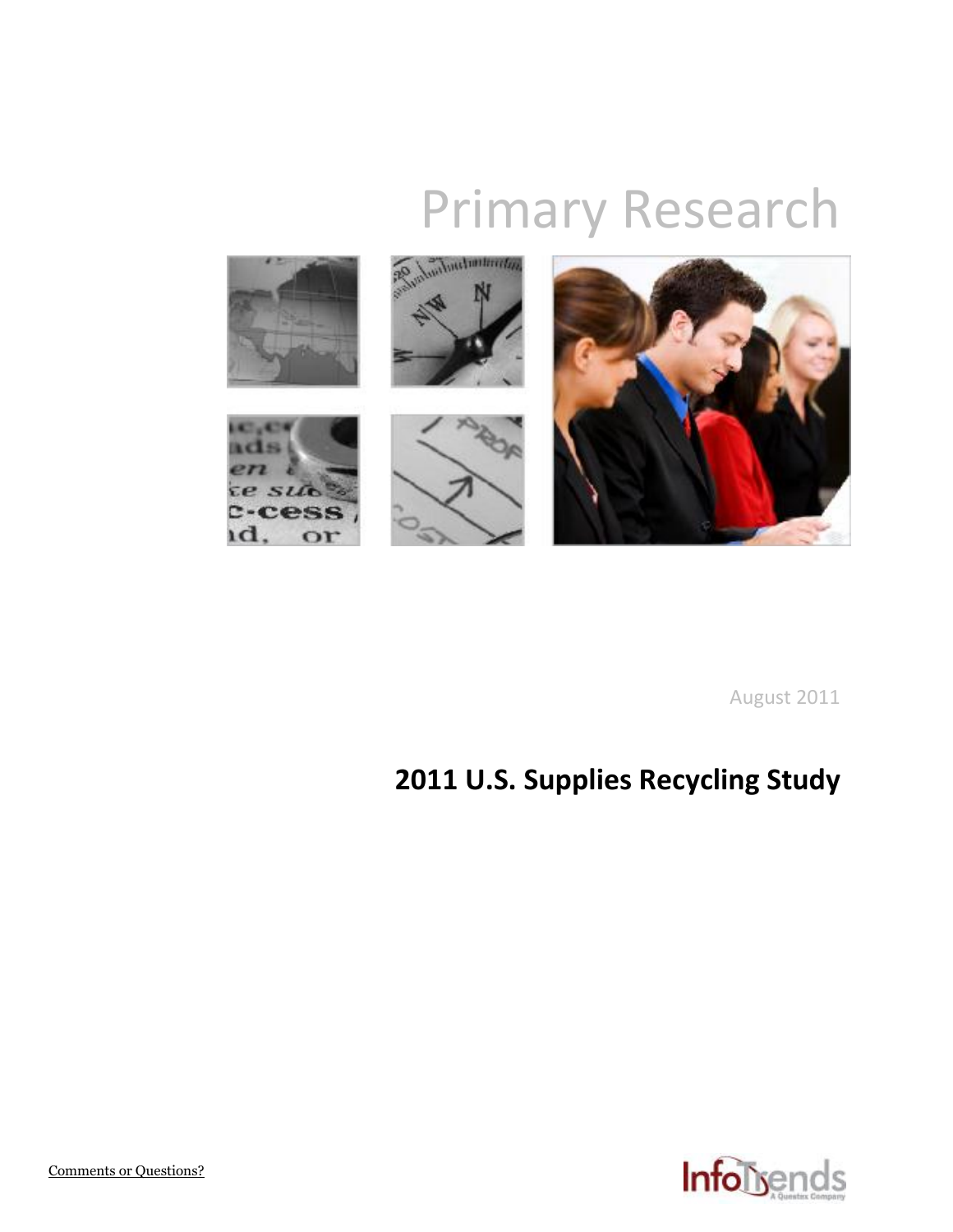# Primary Research

August 2011

## 2011 U.S. Supplies Recycling Study

Comments or Questions?

InfoTrends
A Questex Company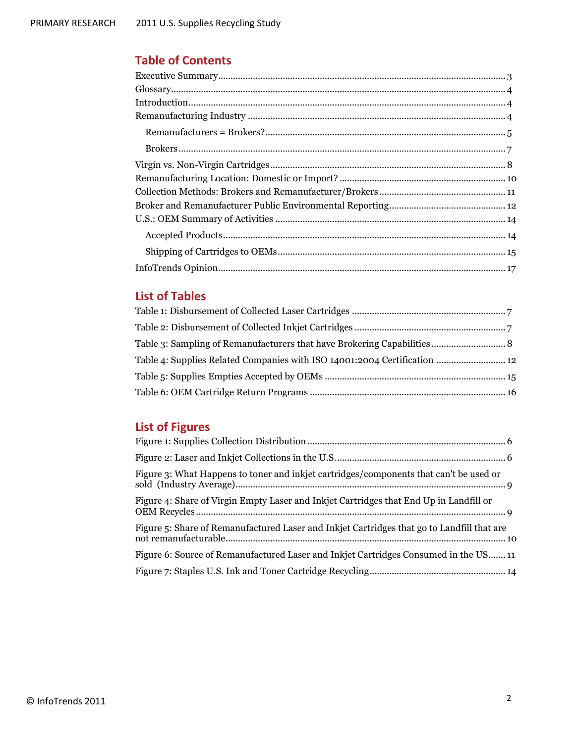## Table of Contents

Executive Summary.....3
Glossary.....4
Introduction.....4
Remanufacturing Industry.....4
- Remanufacturers = Brokers?.....5
- Brokers.....7

Virgin vs. Non-Virgin Cartridges.....8
Remanufacturing Location: Domestic or Import?.....10
Collection Methods: Brokers and Remanufacturer/Brokers.....11
Broker and Remanufacturer Public Environmental Reporting.....12
U.S.: OEM Summary of Activities.....14
- Accepted Products.....14
- Shipping of Cartridges to OEMs.....15

InfoTrends Opinion.....17

## List of Tables

Table 1: Disbursement of Collected Laser Cartridges.....7
Table 2: Disbursement of Collected Inkjet Cartridges.....7
Table 3: Sampling of Remanufacturers that have Brokering Capabilities.....8
Table 4: Supplies Related Companies with ISO 14001:2004 Certification.....12
Table 5: Supplies Empties Accepted by OEMs.....15
Table 6: OEM Cartridge Return Programs.....16

## List of Figures

Figure 1: Supplies Collection Distribution.....6
Figure 2: Laser and Inkjet Collections in the U.S......6
Figure 3: What Happens to toner and inkjet cartridges/components that can't be used or sold (Industry Average).....9
Figure 4: Share of Virgin Empty Laser and Inkjet Cartridges that End Up in Landfill or OEM Recycles.....9
Figure 5: Share of Remanufactured Laser and Inkjet Cartridges that go to Landfill that are not remanufacturable.....10
Figure 6: Source of Remanufactured Laser and Inkjet Cartridges Consumed in the US.....11
Figure 7: Staples U.S. Ink and Toner Cartridge Recycling.....14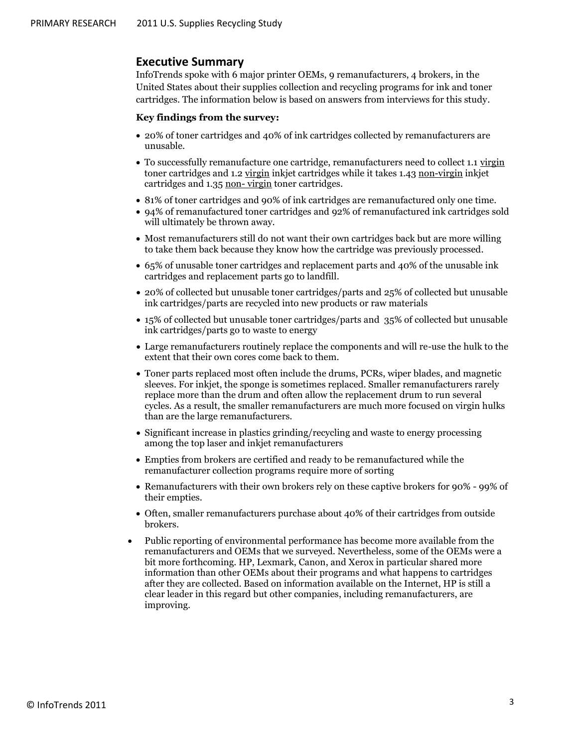## Executive Summary

InfoTrends spoke with 6 major printer OEMs, 9 remanufacturers, 4 brokers, in the United States about their supplies collection and recycling programs for ink and toner cartridges. The information below is based on answers from interviews for this study.

**Key findings from the survey:**

- 20% of toner cartridges and 40% of ink cartridges collected by remanufacturers are unusable.
- To successfully remanufacture one cartridge, remanufacturers need to collect 1.1 virgin toner cartridges and 1.2 virgin inkjet cartridges while it takes 1.43 non-virgin inkjet cartridges and 1.35 non- virgin toner cartridges.
- 81% of toner cartridges and 90% of ink cartridges are remanufactured only one time.
- 94% of remanufactured toner cartridges and 92% of remanufactured ink cartridges sold will ultimately be thrown away.
- Most remanufacturers still do not want their own cartridges back but are more willing to take them back because they know how the cartridge was previously processed.
- 65% of unusable toner cartridges and replacement parts and 40% of the unusable ink cartridges and replacement parts go to landfill.
- 20% of collected but unusable toner cartridges/parts and 25% of collected but unusable ink cartridges/parts are recycled into new products or raw materials
- 15% of collected but unusable toner cartridges/parts and 35% of collected but unusable ink cartridges/parts go to waste to energy
- Large remanufacturers routinely replace the components and will re-use the hulk to the extent that their own cores come back to them.
- Toner parts replaced most often include the drums, PCRs, wiper blades, and magnetic sleeves. For inkjet, the sponge is sometimes replaced. Smaller remanufacturers rarely replace more than the drum and often allow the replacement drum to run several cycles. As a result, the smaller remanufacturers are much more focused on virgin hulks than are the large remanufacturers.
- Significant increase in plastics grinding/recycling and waste to energy processing among the top laser and inkjet remanufacturers
- Empties from brokers are certified and ready to be remanufactured while the remanufacturer collection programs require more of sorting
- Remanufacturers with their own brokers rely on these captive brokers for 90% - 99% of their empties.
- Often, smaller remanufacturers purchase about 40% of their cartridges from outside brokers.
- Public reporting of environmental performance has become more available from the remanufacturers and OEMs that we surveyed. Nevertheless, some of the OEMs were a bit more forthcoming. HP, Lexmark, Canon, and Xerox in particular shared more information than other OEMs about their programs and what happens to cartridges after they are collected. Based on information available on the Internet, HP is still a clear leader in this regard but other companies, including remanufacturers, are improving.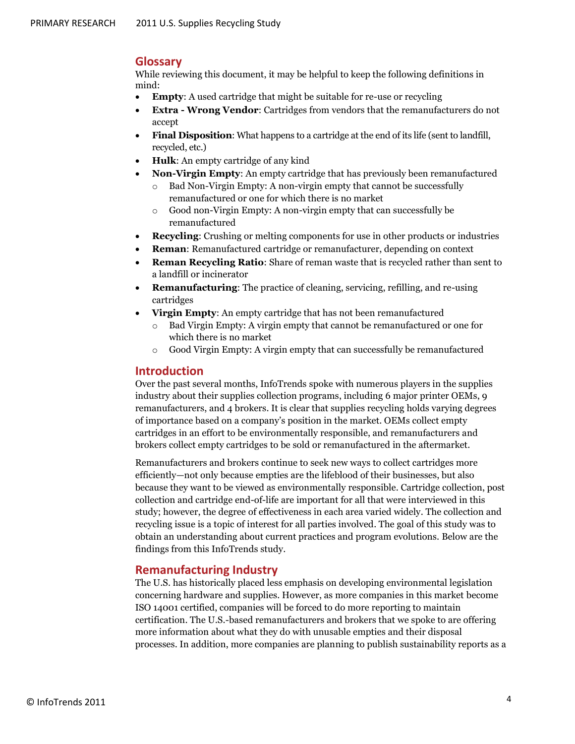## Glossary

While reviewing this document, it may be helpful to keep the following definitions in mind:

- **Empty**: A used cartridge that might be suitable for re-use or recycling
- **Extra - Wrong Vendor**: Cartridges from vendors that the remanufacturers do not accept
- **Final Disposition**: What happens to a cartridge at the end of its life (sent to landfill, recycled, etc.)
- **Hulk**: An empty cartridge of any kind
- **Non-Virgin Empty**: An empty cartridge that has previously been remanufactured
  - Bad Non-Virgin Empty: A non-virgin empty that cannot be successfully remanufactured or one for which there is no market
  - Good non-Virgin Empty: A non-virgin empty that can successfully be remanufactured
- **Recycling**: Crushing or melting components for use in other products or industries
- **Reman**: Remanufactured cartridge or remanufacturer, depending on context
- **Reman Recycling Ratio**: Share of reman waste that is recycled rather than sent to a landfill or incinerator
- **Remanufacturing**: The practice of cleaning, servicing, refilling, and re-using cartridges
- **Virgin Empty**: An empty cartridge that has not been remanufactured
  - Bad Virgin Empty: A virgin empty that cannot be remanufactured or one for which there is no market
  - Good Virgin Empty: A virgin empty that can successfully be remanufactured

## Introduction

Over the past several months, InfoTrends spoke with numerous players in the supplies industry about their supplies collection programs, including 6 major printer OEMs, 9 remanufacturers, and 4 brokers. It is clear that supplies recycling holds varying degrees of importance based on a company's position in the market. OEMs collect empty cartridges in an effort to be environmentally responsible, and remanufacturers and brokers collect empty cartridges to be sold or remanufactured in the aftermarket.

Remanufacturers and brokers continue to seek new ways to collect cartridges more efficiently—not only because empties are the lifeblood of their businesses, but also because they want to be viewed as environmentally responsible. Cartridge collection, post collection and cartridge end-of-life are important for all that were interviewed in this study; however, the degree of effectiveness in each area varied widely. The collection and recycling issue is a topic of interest for all parties involved. The goal of this study was to obtain an understanding about current practices and program evolutions. Below are the findings from this InfoTrends study.

## Remanufacturing Industry

The U.S. has historically placed less emphasis on developing environmental legislation concerning hardware and supplies. However, as more companies in this market become ISO 14001 certified, companies will be forced to do more reporting to maintain certification. The U.S.-based remanufacturers and brokers that we spoke to are offering more information about what they do with unusable empties and their disposal processes. In addition, more companies are planning to publish sustainability reports as a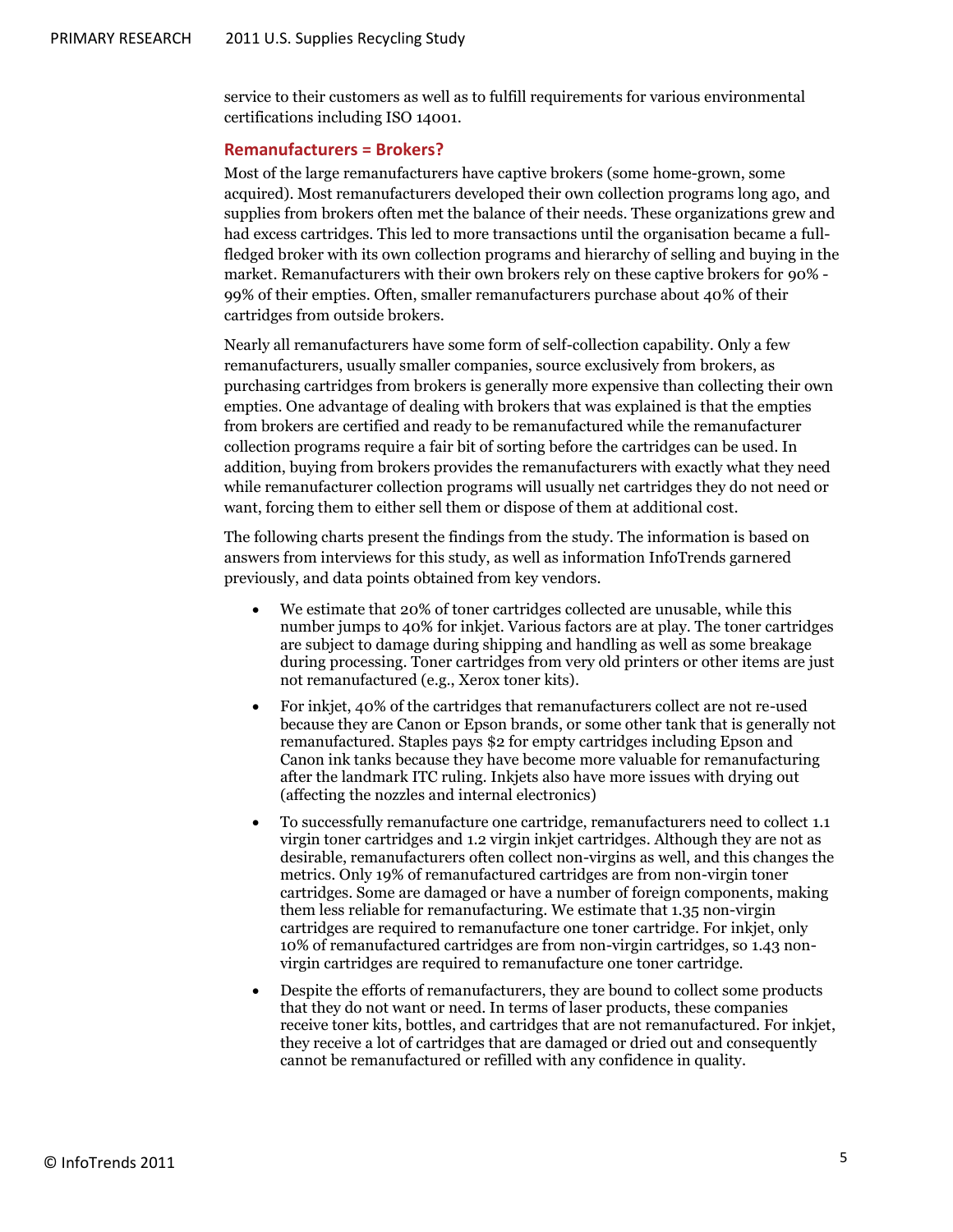service to their customers as well as to fulfill requirements for various environmental certifications including ISO 14001.

### Remanufacturers = Brokers?

Most of the large remanufacturers have captive brokers (some home-grown, some acquired). Most remanufacturers developed their own collection programs long ago, and supplies from brokers often met the balance of their needs. These organizations grew and had excess cartridges. This led to more transactions until the organisation became a full-fledged broker with its own collection programs and hierarchy of selling and buying in the market. Remanufacturers with their own brokers rely on these captive brokers for 90% - 99% of their empties. Often, smaller remanufacturers purchase about 40% of their cartridges from outside brokers.

Nearly all remanufacturers have some form of self-collection capability. Only a few remanufacturers, usually smaller companies, source exclusively from brokers, as purchasing cartridges from brokers is generally more expensive than collecting their own empties. One advantage of dealing with brokers that was explained is that the empties from brokers are certified and ready to be remanufactured while the remanufacturer collection programs require a fair bit of sorting before the cartridges can be used. In addition, buying from brokers provides the remanufacturers with exactly what they need while remanufacturer collection programs will usually net cartridges they do not need or want, forcing them to either sell them or dispose of them at additional cost.

The following charts present the findings from the study. The information is based on answers from interviews for this study, as well as information InfoTrends garnered previously, and data points obtained from key vendors.

- We estimate that 20% of toner cartridges collected are unusable, while this number jumps to 40% for inkjet. Various factors are at play. The toner cartridges are subject to damage during shipping and handling as well as some breakage during processing. Toner cartridges from very old printers or other items are just not remanufactured (e.g., Xerox toner kits).
- For inkjet, 40% of the cartridges that remanufacturers collect are not re-used because they are Canon or Epson brands, or some other tank that is generally not remanufactured. Staples pays $2 for empty cartridges including Epson and Canon ink tanks because they have become more valuable for remanufacturing after the landmark ITC ruling. Inkjets also have more issues with drying out (affecting the nozzles and internal electronics)
- To successfully remanufacture one cartridge, remanufacturers need to collect 1.1 virgin toner cartridges and 1.2 virgin inkjet cartridges. Although they are not as desirable, remanufacturers often collect non-virgins as well, and this changes the metrics. Only 19% of remanufactured cartridges are from non-virgin toner cartridges. Some are damaged or have a number of foreign components, making them less reliable for remanufacturing. We estimate that 1.35 non-virgin cartridges are required to remanufacture one toner cartridge. For inkjet, only 10% of remanufactured cartridges are from non-virgin cartridges, so 1.43 non-virgin cartridges are required to remanufacture one toner cartridge.
- Despite the efforts of remanufacturers, they are bound to collect some products that they do not want or need. In terms of laser products, these companies receive toner kits, bottles, and cartridges that are not remanufactured. For inkjet, they receive a lot of cartridges that are damaged or dried out and consequently cannot be remanufactured or refilled with any confidence in quality.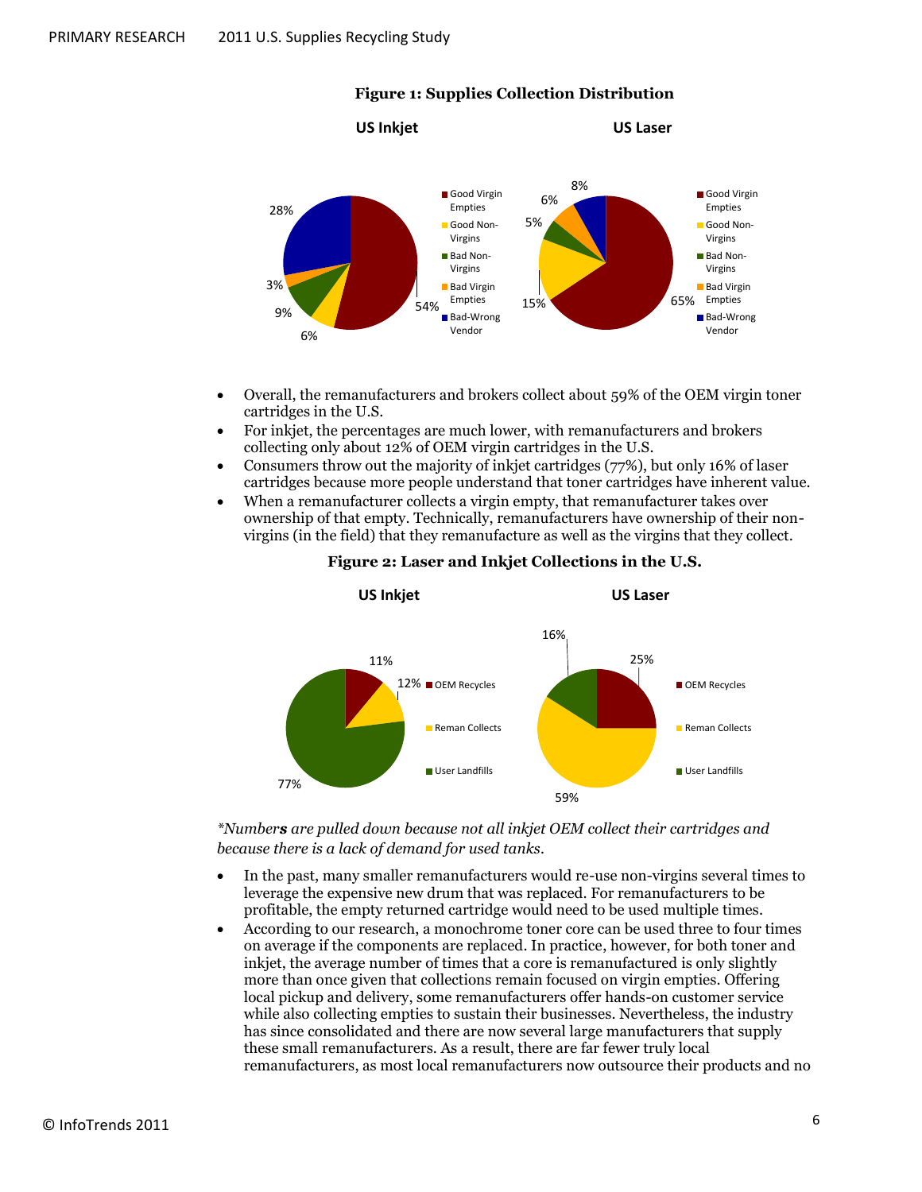**Figure 1: Supplies Collection Distribution**

**US Inkjet**

- Good Virgin Empties: 54%
- Good Non-Virgins: 6%
- Bad Non-Virgins: 9%
- Bad Virgin Empties: 3%
- Bad-Wrong Vendor: 28%

**US Laser**

- Good Virgin Empties: 65%
- Good Non-Virgins: 15%
- Bad Non-Virgins: 5%
- Bad Virgin Empties: 6%
- Bad-Wrong Vendor: 8%

- Overall, the remanufacturers and brokers collect about 59% of the OEM virgin toner cartridges in the U.S.
- For inkjet, the percentages are much lower, with remanufacturers and brokers collecting only about 12% of OEM virgin cartridges in the U.S.
- Consumers throw out the majority of inkjet cartridges (77%), but only 16% of laser cartridges because more people understand that toner cartridges have inherent value.
- When a remanufacturer collects a virgin empty, that remanufacturer takes over ownership of that empty. Technically, remanufacturers have ownership of their non-virgins (in the field) that they remanufacture as well as the virgins that they collect.

**Figure 2: Laser and Inkjet Collections in the U.S.**

**US Inkjet**

- OEM Recycles: 11%
- Reman Collects: 12%
- User Landfills: 77%

**US Laser**

- OEM Recycles: 25%
- Reman Collects: 59%
- User Landfills: 16%

*\*Numbers are pulled down because not all inkjet OEM collect their cartridges and because there is a lack of demand for used tanks.*

- In the past, many smaller remanufacturers would re-use non-virgins several times to leverage the expensive new drum that was replaced. For remanufacturers to be profitable, the empty returned cartridge would need to be used multiple times.
- According to our research, a monochrome toner core can be used three to four times on average if the components are replaced. In practice, however, for both toner and inkjet, the average number of times that a core is remanufactured is only slightly more than once given that collections remain focused on virgin empties. Offering local pickup and delivery, some remanufacturers offer hands-on customer service while also collecting empties to sustain their businesses. Nevertheless, the industry has since consolidated and there are now several large manufacturers that supply these small remanufacturers. As a result, there are far fewer truly local remanufacturers, as most local remanufacturers now outsource their products and no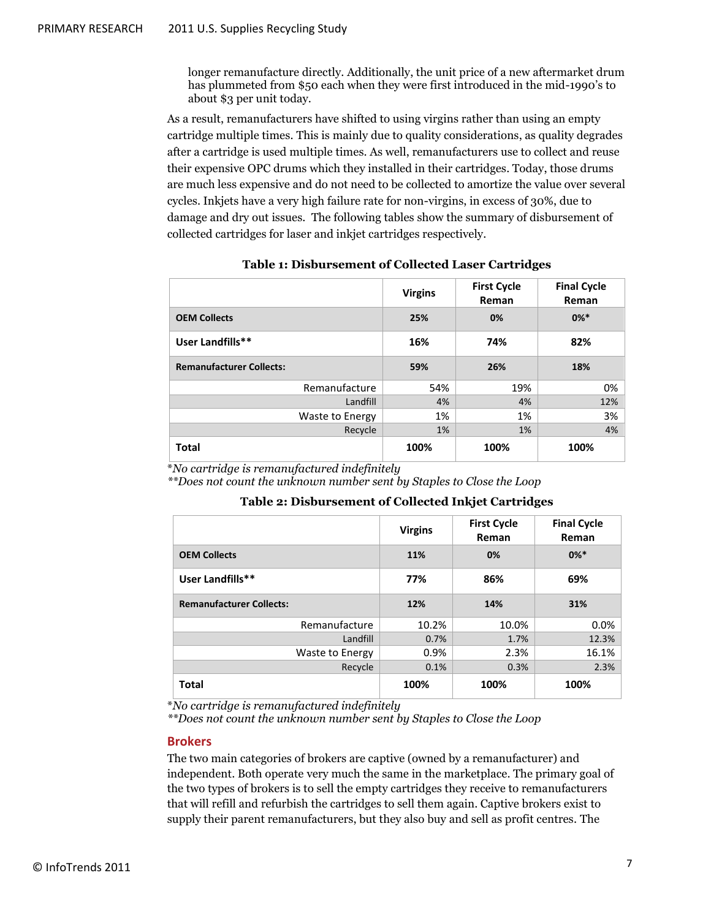longer remanufacture directly. Additionally, the unit price of a new aftermarket drum has plummeted from $50 each when they were first introduced in the mid-1990's to about $3 per unit today.

As a result, remanufacturers have shifted to using virgins rather than using an empty cartridge multiple times. This is mainly due to quality considerations, as quality degrades after a cartridge is used multiple times. As well, remanufacturers use to collect and reuse their expensive OPC drums which they installed in their cartridges. Today, those drums are much less expensive and do not need to be collected to amortize the value over several cycles. Inkjets have a very high failure rate for non-virgins, in excess of 30%, due to damage and dry out issues. The following tables show the summary of disbursement of collected cartridges for laser and inkjet cartridges respectively.

**Table 1: Disbursement of Collected Laser Cartridges**

| | Virgins | First Cycle Reman | Final Cycle Reman |
|---|---|---|---|
| **OEM Collects** | **25%** | **0%** | **0%*** |
| **User Landfills**** | **16%** | **74%** | **82%** |
| **Remanufacturer Collects:** | **59%** | **26%** | **18%** |
| Remanufacture | 54% | 19% | 0% |
| Landfill | 4% | 4% | 12% |
| Waste to Energy | 1% | 1% | 3% |
| Recycle | 1% | 1% | 4% |
| **Total** | **100%** | **100%** | **100%** |

*No cartridge is remanufactured indefinitely*

***Does not count the unknown number sent by Staples to Close the Loop*

**Table 2: Disbursement of Collected Inkjet Cartridges**

| | Virgins | First Cycle Reman | Final Cycle Reman |
|---|---|---|---|
| **OEM Collects** | **11%** | **0%** | **0%*** |
| **User Landfills**** | **77%** | **86%** | **69%** |
| **Remanufacturer Collects:** | **12%** | **14%** | **31%** |
| Remanufacture | 10.2% | 10.0% | 0.0% |
| Landfill | 0.7% | 1.7% | 12.3% |
| Waste to Energy | 0.9% | 2.3% | 16.1% |
| Recycle | 0.1% | 0.3% | 2.3% |
| **Total** | **100%** | **100%** | **100%** |

*No cartridge is remanufactured indefinitely*

***Does not count the unknown number sent by Staples to Close the Loop*

## Brokers

The two main categories of brokers are captive (owned by a remanufacturer) and independent. Both operate very much the same in the marketplace. The primary goal of the two types of brokers is to sell the empty cartridges they receive to remanufacturers that will refill and refurbish the cartridges to sell them again. Captive brokers exist to supply their parent remanufacturers, but they also buy and sell as profit centres. The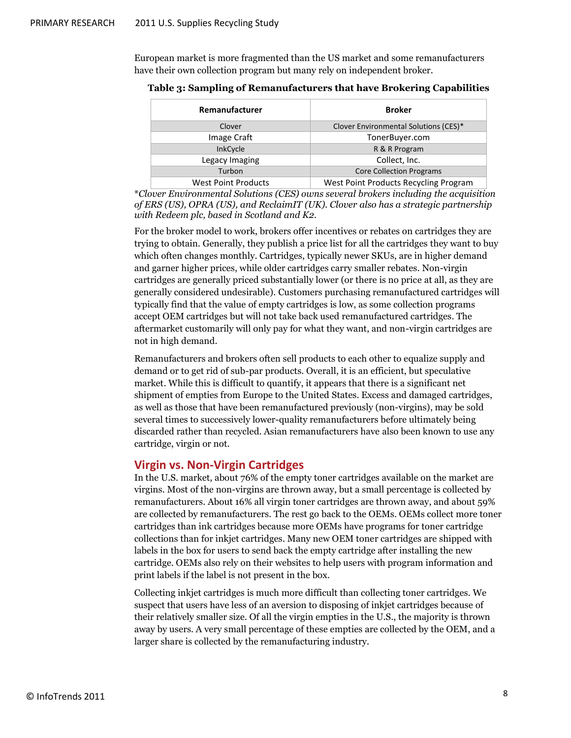European market is more fragmented than the US market and some remanufacturers have their own collection program but many rely on independent broker.

**Table 3: Sampling of Remanufacturers that have Brokering Capabilities**

| Remanufacturer | Broker |
|---|---|
| Clover | Clover Environmental Solutions (CES)* |
| Image Craft | TonerBuyer.com |
| InkCycle | R & R Program |
| Legacy Imaging | Collect, Inc. |
| Turbon | Core Collection Programs |
| West Point Products | West Point Products Recycling Program |

**Clover Environmental Solutions (CES) owns several brokers including the acquisition of ERS (US), OPRA (US), and ReclaimIT (UK). Clover also has a strategic partnership with Redeem plc, based in Scotland and K2.*

For the broker model to work, brokers offer incentives or rebates on cartridges they are trying to obtain. Generally, they publish a price list for all the cartridges they want to buy which often changes monthly. Cartridges, typically newer SKUs, are in higher demand and garner higher prices, while older cartridges carry smaller rebates. Non-virgin cartridges are generally priced substantially lower (or there is no price at all, as they are generally considered undesirable). Customers purchasing remanufactured cartridges will typically find that the value of empty cartridges is low, as some collection programs accept OEM cartridges but will not take back used remanufactured cartridges. The aftermarket customarily will only pay for what they want, and non-virgin cartridges are not in high demand.

Remanufacturers and brokers often sell products to each other to equalize supply and demand or to get rid of sub-par products. Overall, it is an efficient, but speculative market. While this is difficult to quantify, it appears that there is a significant net shipment of empties from Europe to the United States. Excess and damaged cartridges, as well as those that have been remanufactured previously (non-virgins), may be sold several times to successively lower-quality remanufacturers before ultimately being discarded rather than recycled. Asian remanufacturers have also been known to use any cartridge, virgin or not.

## Virgin vs. Non-Virgin Cartridges

In the U.S. market, about 76% of the empty toner cartridges available on the market are virgins. Most of the non-virgins are thrown away, but a small percentage is collected by remanufacturers. About 16% all virgin toner cartridges are thrown away, and about 59% are collected by remanufacturers. The rest go back to the OEMs. OEMs collect more toner cartridges than ink cartridges because more OEMs have programs for toner cartridge collections than for inkjet cartridges. Many new OEM toner cartridges are shipped with labels in the box for users to send back the empty cartridge after installing the new cartridge. OEMs also rely on their websites to help users with program information and print labels if the label is not present in the box.

Collecting inkjet cartridges is much more difficult than collecting toner cartridges. We suspect that users have less of an aversion to disposing of inkjet cartridges because of their relatively smaller size. Of all the virgin empties in the U.S., the majority is thrown away by users. A very small percentage of these empties are collected by the OEM, and a larger share is collected by the remanufacturing industry.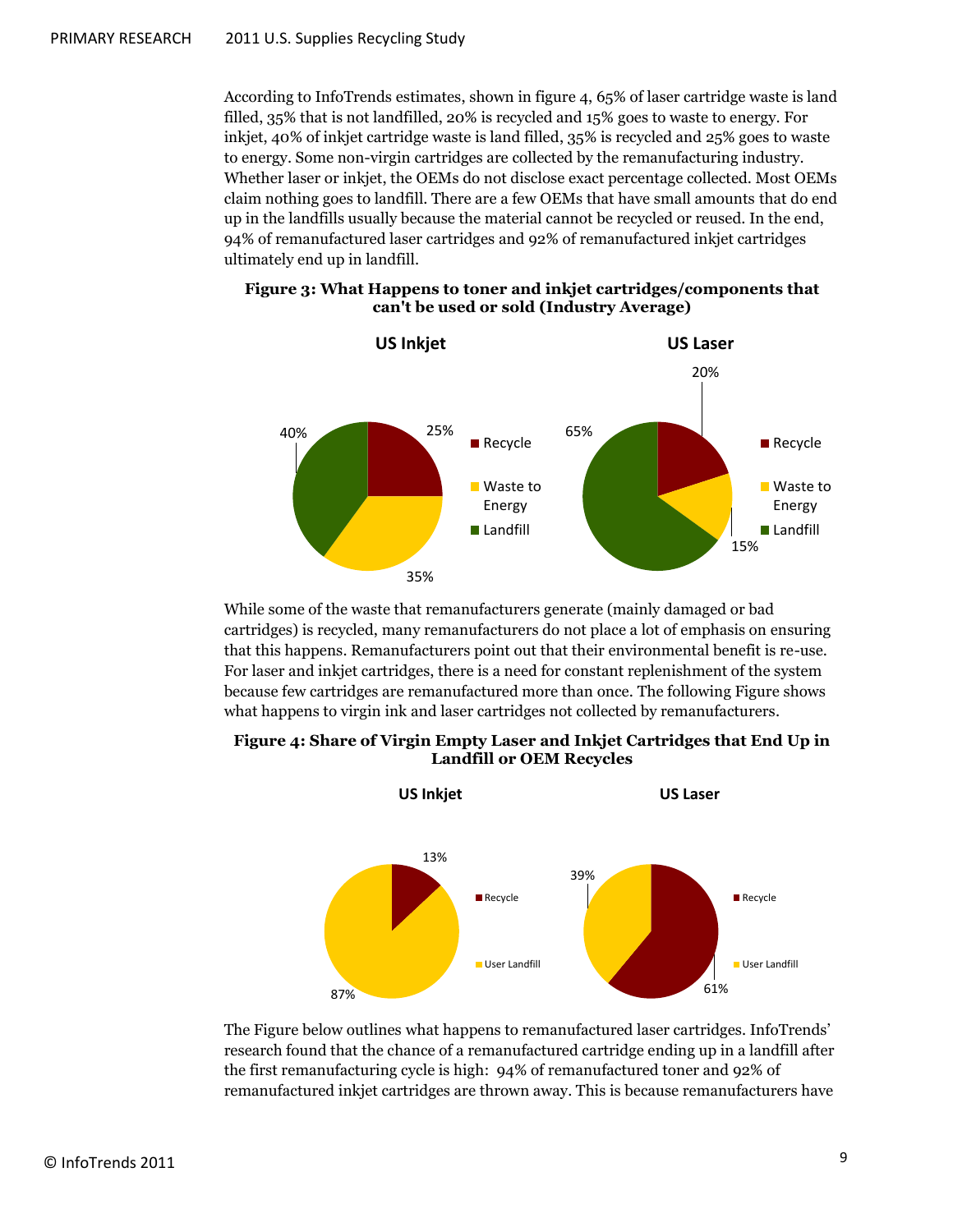According to InfoTrends estimates, shown in figure 4, 65% of laser cartridge waste is land filled, 35% that is not landfilled, 20% is recycled and 15% goes to waste to energy. For inkjet, 40% of inkjet cartridge waste is land filled, 35% is recycled and 25% goes to waste to energy. Some non-virgin cartridges are collected by the remanufacturing industry. Whether laser or inkjet, the OEMs do not disclose exact percentage collected. Most OEMs claim nothing goes to landfill. There are a few OEMs that have small amounts that do end up in the landfills usually because the material cannot be recycled or reused. In the end, 94% of remanufactured laser cartridges and 92% of remanufactured inkjet cartridges ultimately end up in landfill.

**Figure 3: What Happens to toner and inkjet cartridges/components that can't be used or sold (Industry Average)**

US Inkjet: Recycle 25%, Waste to Energy 35%, Landfill 40%

US Laser: Recycle 20%, Waste to Energy 15%, Landfill 65%

While some of the waste that remanufacturers generate (mainly damaged or bad cartridges) is recycled, many remanufacturers do not place a lot of emphasis on ensuring that this happens. Remanufacturers point out that their environmental benefit is re-use. For laser and inkjet cartridges, there is a need for constant replenishment of the system because few cartridges are remanufactured more than once. The following Figure shows what happens to virgin ink and laser cartridges not collected by remanufacturers.

**Figure 4: Share of Virgin Empty Laser and Inkjet Cartridges that End Up in Landfill or OEM Recycles**

US Inkjet: Recycle 13%, User Landfill 87%

US Laser: Recycle 61%, User Landfill 39%

The Figure below outlines what happens to remanufactured laser cartridges. InfoTrends' research found that the chance of a remanufactured cartridge ending up in a landfill after the first remanufacturing cycle is high: 94% of remanufactured toner and 92% of remanufactured inkjet cartridges are thrown away. This is because remanufacturers have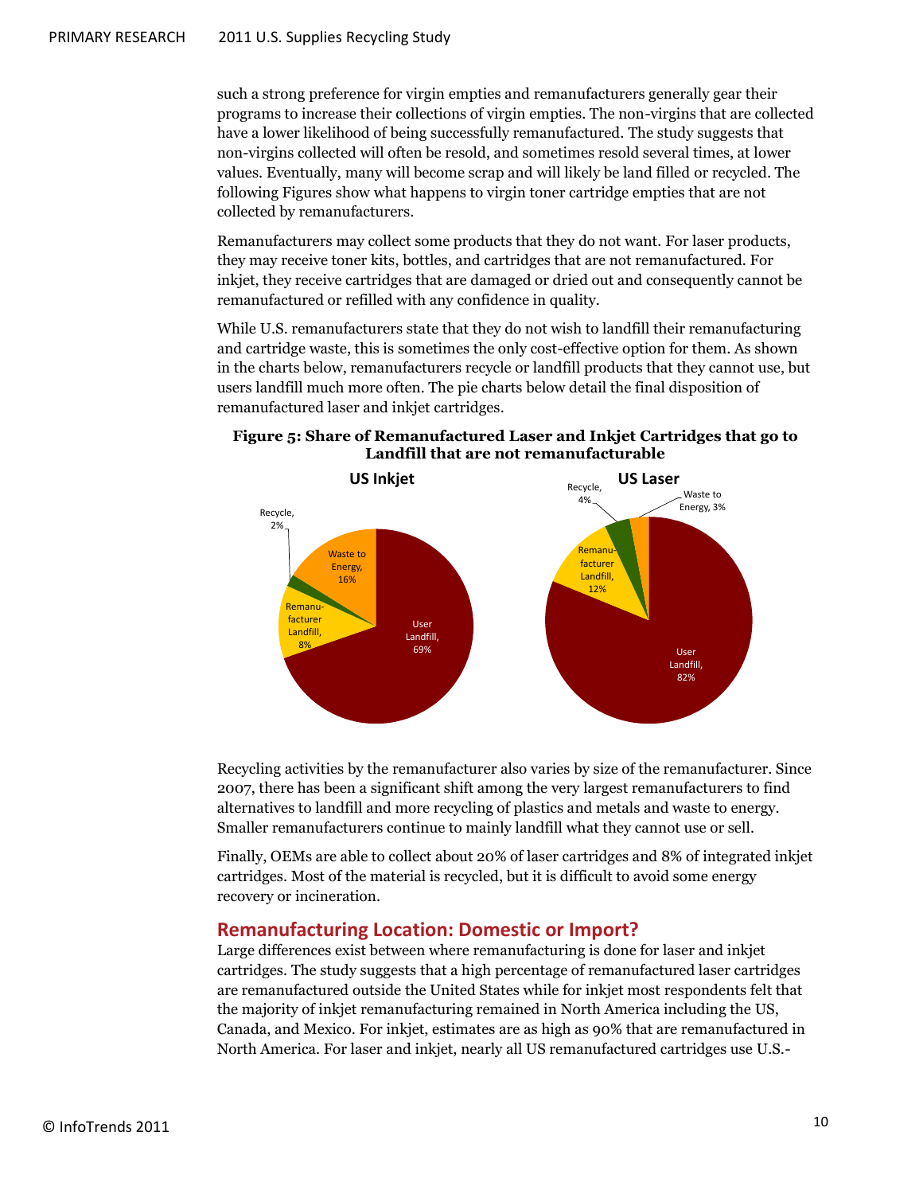such a strong preference for virgin empties and remanufacturers generally gear their programs to increase their collections of virgin empties. The non-virgins that are collected have a lower likelihood of being successfully remanufactured. The study suggests that non-virgins collected will often be resold, and sometimes resold several times, at lower values. Eventually, many will become scrap and will likely be land filled or recycled. The following Figures show what happens to virgin toner cartridge empties that are not collected by remanufacturers.

Remanufacturers may collect some products that they do not want. For laser products, they may receive toner kits, bottles, and cartridges that are not remanufactured. For inkjet, they receive cartridges that are damaged or dried out and consequently cannot be remanufactured or refilled with any confidence in quality.

While U.S. remanufacturers state that they do not wish to landfill their remanufacturing and cartridge waste, this is sometimes the only cost-effective option for them. As shown in the charts below, remanufacturers recycle or landfill products that they cannot use, but users landfill much more often. The pie charts below detail the final disposition of remanufactured laser and inkjet cartridges.

**Figure 5: Share of Remanufactured Laser and Inkjet Cartridges that go to Landfill that are not remanufacturable**

**US Inkjet**

| Disposition | Share |
|---|---|
| User Landfill | 69% |
| Remanufacturer Landfill | 8% |
| Recycle | 2% |
| Waste to Energy | 16% |

**US Laser**

| Disposition | Share |
|---|---|
| User Landfill | 82% |
| Remanufacturer Landfill | 12% |
| Recycle | 4% |
| Waste to Energy | 3% |

Recycling activities by the remanufacturer also varies by size of the remanufacturer. Since 2007, there has been a significant shift among the very largest remanufacturers to find alternatives to landfill and more recycling of plastics and metals and waste to energy. Smaller remanufacturers continue to mainly landfill what they cannot use or sell.

Finally, OEMs are able to collect about 20% of laser cartridges and 8% of integrated inkjet cartridges. Most of the material is recycled, but it is difficult to avoid some energy recovery or incineration.

## Remanufacturing Location: Domestic or Import?

Large differences exist between where remanufacturing is done for laser and inkjet cartridges. The study suggests that a high percentage of remanufactured laser cartridges are remanufactured outside the United States while for inkjet most respondents felt that the majority of inkjet remanufacturing remained in North America including the US, Canada, and Mexico. For inkjet, estimates are as high as 90% that are remanufactured in North America. For laser and inkjet, nearly all US remanufactured cartridges use U.S.-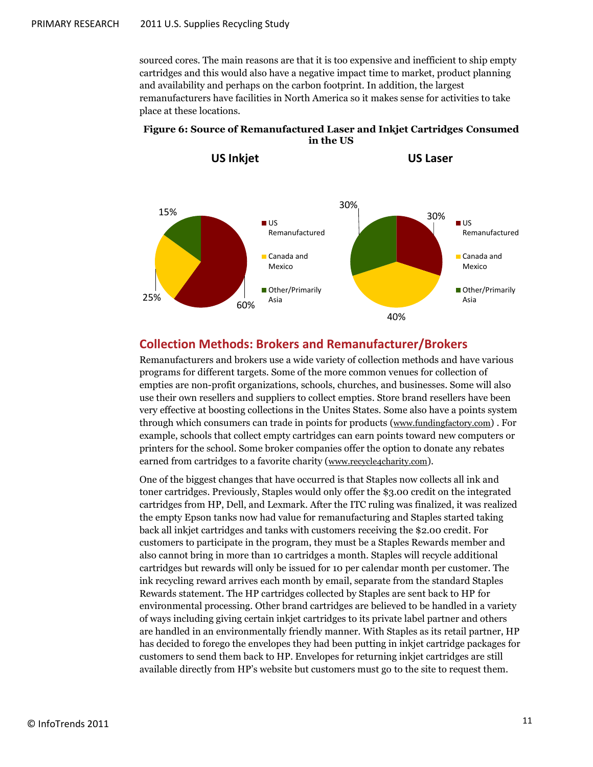sourced cores. The main reasons are that it is too expensive and inefficient to ship empty cartridges and this would also have a negative impact time to market, product planning and availability and perhaps on the carbon footprint. In addition, the largest remanufacturers have facilities in North America so it makes sense for activities to take place at these locations.

**Figure 6: Source of Remanufactured Laser and Inkjet Cartridges Consumed in the US**

| Source | US Inkjet | US Laser |
| --- | --- | --- |
| US Remanufactured | 60% | 30% |
| Canada and Mexico | 25% | 40% |
| Other/Primarily Asia | 15% | 30% |

## Collection Methods: Brokers and Remanufacturer/Brokers

Remanufacturers and brokers use a wide variety of collection methods and have various programs for different targets. Some of the more common venues for collection of empties are non-profit organizations, schools, churches, and businesses. Some will also use their own resellers and suppliers to collect empties. Store brand resellers have been very effective at boosting collections in the Unites States. Some also have a points system through which consumers can trade in points for products (www.fundingfactory.com) . For example, schools that collect empty cartridges can earn points toward new computers or printers for the school. Some broker companies offer the option to donate any rebates earned from cartridges to a favorite charity (www.recycle4charity.com).

One of the biggest changes that have occurred is that Staples now collects all ink and toner cartridges. Previously, Staples would only offer the $3.00 credit on the integrated cartridges from HP, Dell, and Lexmark. After the ITC ruling was finalized, it was realized the empty Epson tanks now had value for remanufacturing and Staples started taking back all inkjet cartridges and tanks with customers receiving the $2.00 credit. For customers to participate in the program, they must be a Staples Rewards member and also cannot bring in more than 10 cartridges a month. Staples will recycle additional cartridges but rewards will only be issued for 10 per calendar month per customer. The ink recycling reward arrives each month by email, separate from the standard Staples Rewards statement. The HP cartridges collected by Staples are sent back to HP for environmental processing. Other brand cartridges are believed to be handled in a variety of ways including giving certain inkjet cartridges to its private label partner and others are handled in an environmentally friendly manner. With Staples as its retail partner, HP has decided to forego the envelopes they had been putting in inkjet cartridge packages for customers to send them back to HP. Envelopes for returning inkjet cartridges are still available directly from HP's website but customers must go to the site to request them.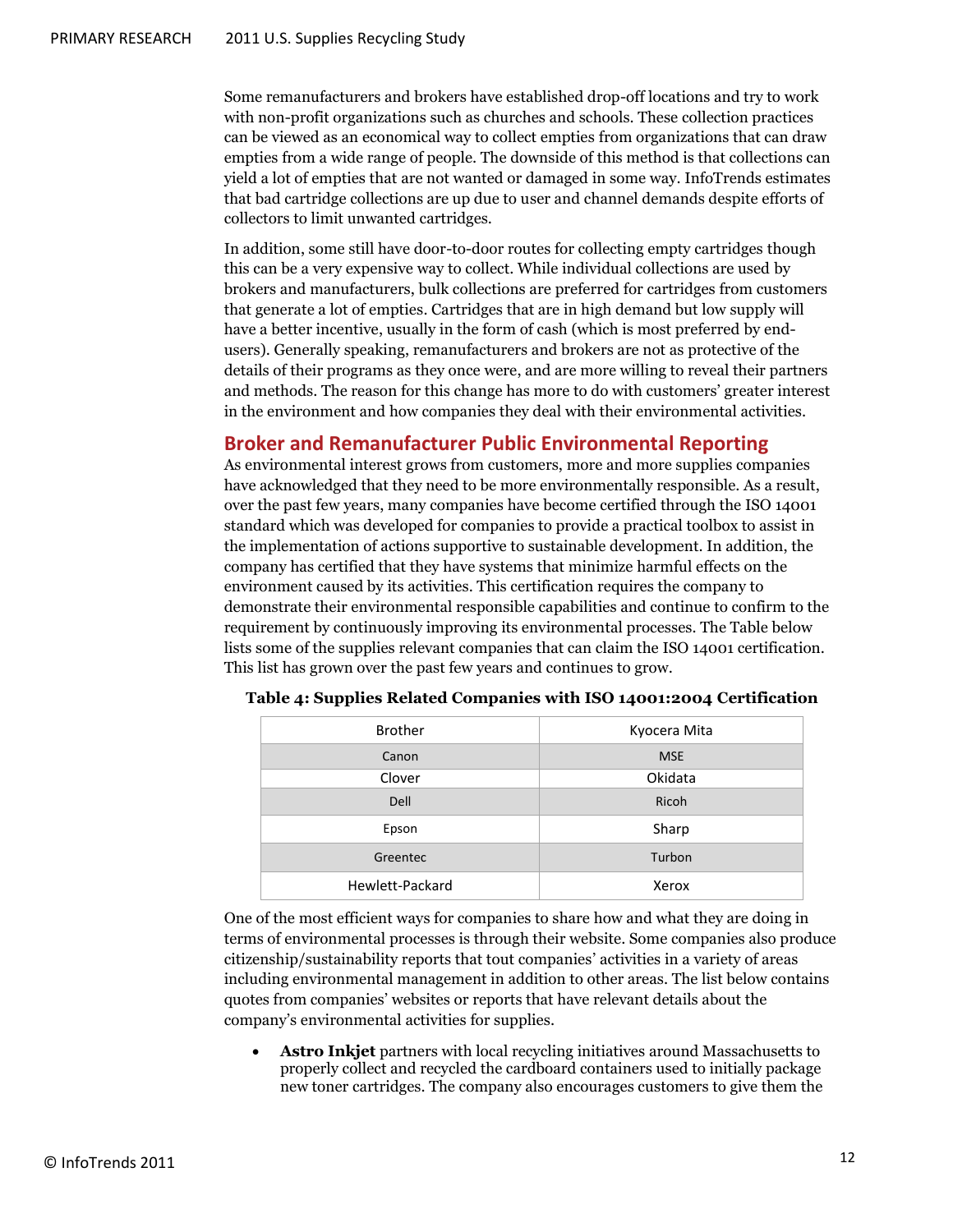Some remanufacturers and brokers have established drop-off locations and try to work with non-profit organizations such as churches and schools. These collection practices can be viewed as an economical way to collect empties from organizations that can draw empties from a wide range of people. The downside of this method is that collections can yield a lot of empties that are not wanted or damaged in some way. InfoTrends estimates that bad cartridge collections are up due to user and channel demands despite efforts of collectors to limit unwanted cartridges.

In addition, some still have door-to-door routes for collecting empty cartridges though this can be a very expensive way to collect. While individual collections are used by brokers and manufacturers, bulk collections are preferred for cartridges from customers that generate a lot of empties. Cartridges that are in high demand but low supply will have a better incentive, usually in the form of cash (which is most preferred by end-users). Generally speaking, remanufacturers and brokers are not as protective of the details of their programs as they once were, and are more willing to reveal their partners and methods. The reason for this change has more to do with customers' greater interest in the environment and how companies they deal with their environmental activities.

## Broker and Remanufacturer Public Environmental Reporting

As environmental interest grows from customers, more and more supplies companies have acknowledged that they need to be more environmentally responsible. As a result, over the past few years, many companies have become certified through the ISO 14001 standard which was developed for companies to provide a practical toolbox to assist in the implementation of actions supportive to sustainable development. In addition, the company has certified that they have systems that minimize harmful effects on the environment caused by its activities. This certification requires the company to demonstrate their environmental responsible capabilities and continue to confirm to the requirement by continuously improving its environmental processes. The Table below lists some of the supplies relevant companies that can claim the ISO 14001 certification. This list has grown over the past few years and continues to grow.

**Table 4: Supplies Related Companies with ISO 14001:2004 Certification**

| | |
|---|---|
| Brother | Kyocera Mita |
| Canon | MSE |
| Clover | Okidata |
| Dell | Ricoh |
| Epson | Sharp |
| Greentec | Turbon |
| Hewlett-Packard | Xerox |

One of the most efficient ways for companies to share how and what they are doing in terms of environmental processes is through their website. Some companies also produce citizenship/sustainability reports that tout companies' activities in a variety of areas including environmental management in addition to other areas. The list below contains quotes from companies' websites or reports that have relevant details about the company's environmental activities for supplies.

- **Astro Inkjet** partners with local recycling initiatives around Massachusetts to properly collect and recycled the cardboard containers used to initially package new toner cartridges. The company also encourages customers to give them the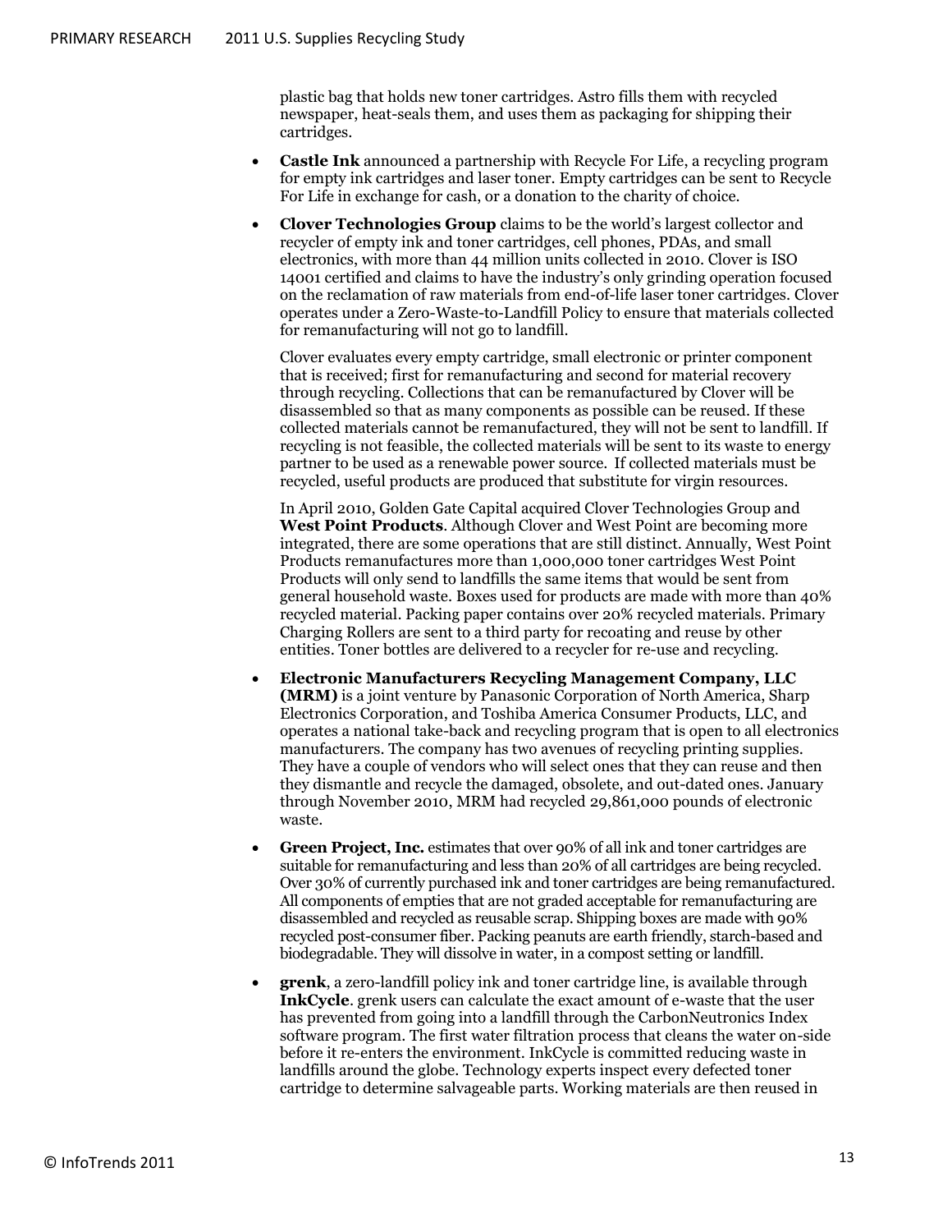plastic bag that holds new toner cartridges. Astro fills them with recycled newspaper, heat-seals them, and uses them as packaging for shipping their cartridges.

- **Castle Ink** announced a partnership with Recycle For Life, a recycling program for empty ink cartridges and laser toner. Empty cartridges can be sent to Recycle For Life in exchange for cash, or a donation to the charity of choice.

- **Clover Technologies Group** claims to be the world's largest collector and recycler of empty ink and toner cartridges, cell phones, PDAs, and small electronics, with more than 44 million units collected in 2010. Clover is ISO 14001 certified and claims to have the industry's only grinding operation focused on the reclamation of raw materials from end-of-life laser toner cartridges. Clover operates under a Zero-Waste-to-Landfill Policy to ensure that materials collected for remanufacturing will not go to landfill.

  Clover evaluates every empty cartridge, small electronic or printer component that is received; first for remanufacturing and second for material recovery through recycling. Collections that can be remanufactured by Clover will be disassembled so that as many components as possible can be reused. If these collected materials cannot be remanufactured, they will not be sent to landfill. If recycling is not feasible, the collected materials will be sent to its waste to energy partner to be used as a renewable power source. If collected materials must be recycled, useful products are produced that substitute for virgin resources.

  In April 2010, Golden Gate Capital acquired Clover Technologies Group and **West Point Products**. Although Clover and West Point are becoming more integrated, there are some operations that are still distinct. Annually, West Point Products remanufactures more than 1,000,000 toner cartridges West Point Products will only send to landfills the same items that would be sent from general household waste. Boxes used for products are made with more than 40% recycled material. Packing paper contains over 20% recycled materials. Primary Charging Rollers are sent to a third party for recoating and reuse by other entities. Toner bottles are delivered to a recycler for re-use and recycling.

- **Electronic Manufacturers Recycling Management Company, LLC (MRM)** is a joint venture by Panasonic Corporation of North America, Sharp Electronics Corporation, and Toshiba America Consumer Products, LLC, and operates a national take-back and recycling program that is open to all electronics manufacturers. The company has two avenues of recycling printing supplies. They have a couple of vendors who will select ones that they can reuse and then they dismantle and recycle the damaged, obsolete, and out-dated ones. January through November 2010, MRM had recycled 29,861,000 pounds of electronic waste.

- **Green Project, Inc.** estimates that over 90% of all ink and toner cartridges are suitable for remanufacturing and less than 20% of all cartridges are being recycled. Over 30% of currently purchased ink and toner cartridges are being remanufactured. All components of empties that are not graded acceptable for remanufacturing are disassembled and recycled as reusable scrap. Shipping boxes are made with 90% recycled post-consumer fiber. Packing peanuts are earth friendly, starch-based and biodegradable. They will dissolve in water, in a compost setting or landfill.

- **grenk**, a zero-landfill policy ink and toner cartridge line, is available through **InkCycle**. grenk users can calculate the exact amount of e-waste that the user has prevented from going into a landfill through the CarbonNeutronics Index software program. The first water filtration process that cleans the water on-side before it re-enters the environment. InkCycle is committed reducing waste in landfills around the globe. Technology experts inspect every defected toner cartridge to determine salvageable parts. Working materials are then reused in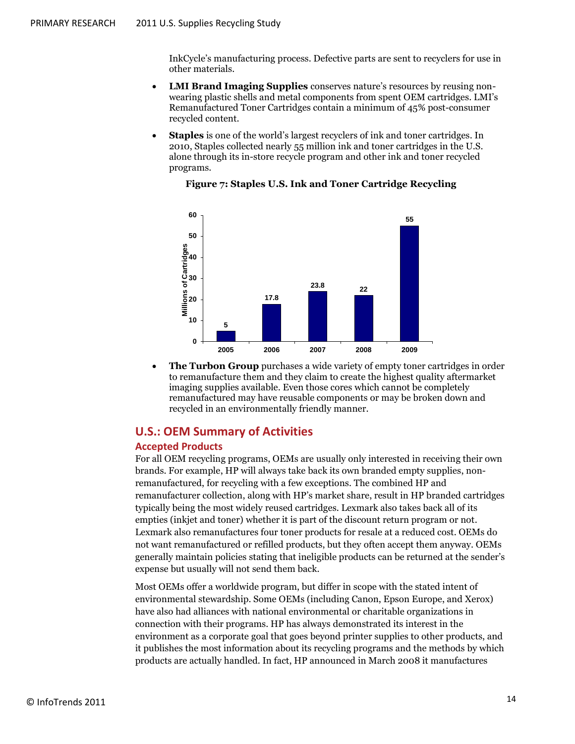InkCycle's manufacturing process. Defective parts are sent to recyclers for use in other materials.

- **LMI Brand Imaging Supplies** conserves nature's resources by reusing non-wearing plastic shells and metal components from spent OEM cartridges. LMI's Remanufactured Toner Cartridges contain a minimum of 45% post-consumer recycled content.
- **Staples** is one of the world's largest recyclers of ink and toner cartridges. In 2010, Staples collected nearly 55 million ink and toner cartridges in the U.S. alone through its in-store recycle program and other ink and toner recycled programs.

**Figure 7: Staples U.S. Ink and Toner Cartridge Recycling**

| Year | Millions of Cartridges |
|---|---|
| 2005 | 5 |
| 2006 | 17.8 |
| 2007 | 23.8 |
| 2008 | 22 |
| 2009 | 55 |

- **The Turbon Group** purchases a wide variety of empty toner cartridges in order to remanufacture them and they claim to create the highest quality aftermarket imaging supplies available. Even those cores which cannot be completely remanufactured may have reusable components or may be broken down and recycled in an environmentally friendly manner.

## U.S.: OEM Summary of Activities

### Accepted Products

For all OEM recycling programs, OEMs are usually only interested in receiving their own brands. For example, HP will always take back its own branded empty supplies, non-remanufactured, for recycling with a few exceptions. The combined HP and remanufacturer collection, along with HP's market share, result in HP branded cartridges typically being the most widely reused cartridges. Lexmark also takes back all of its empties (inkjet and toner) whether it is part of the discount return program or not. Lexmark also remanufactures four toner products for resale at a reduced cost. OEMs do not want remanufactured or refilled products, but they often accept them anyway. OEMs generally maintain policies stating that ineligible products can be returned at the sender's expense but usually will not send them back.

Most OEMs offer a worldwide program, but differ in scope with the stated intent of environmental stewardship. Some OEMs (including Canon, Epson Europe, and Xerox) have also had alliances with national environmental or charitable organizations in connection with their programs. HP has always demonstrated its interest in the environment as a corporate goal that goes beyond printer supplies to other products, and it publishes the most information about its recycling programs and the methods by which products are actually handled. In fact, HP announced in March 2008 it manufactures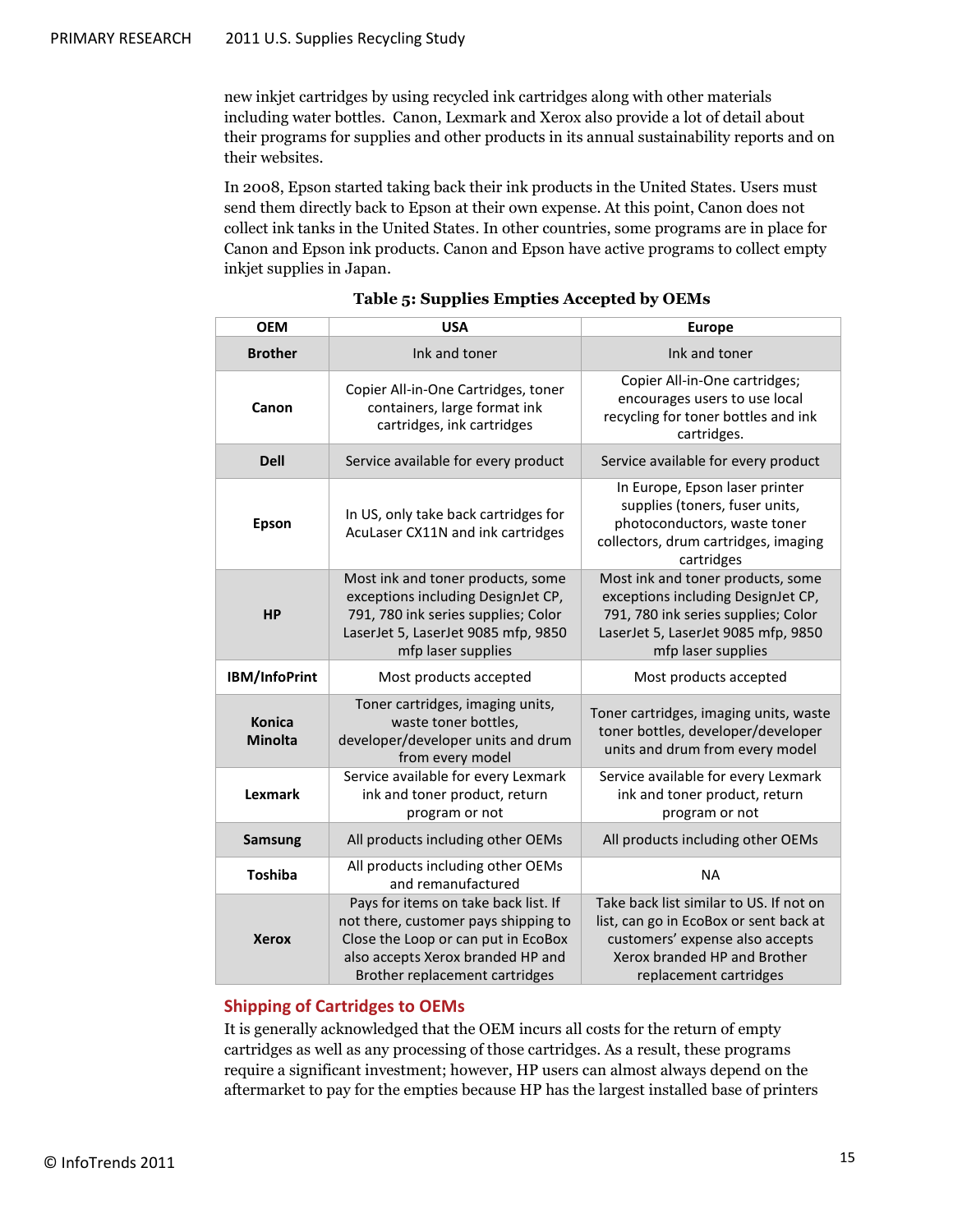new inkjet cartridges by using recycled ink cartridges along with other materials including water bottles. Canon, Lexmark and Xerox also provide a lot of detail about their programs for supplies and other products in its annual sustainability reports and on their websites.

In 2008, Epson started taking back their ink products in the United States. Users must send them directly back to Epson at their own expense. At this point, Canon does not collect ink tanks in the United States. In other countries, some programs are in place for Canon and Epson ink products. Canon and Epson have active programs to collect empty inkjet supplies in Japan.

**Table 5: Supplies Empties Accepted by OEMs**

| OEM | USA | Europe |
|---|---|---|
| **Brother** | Ink and toner | Ink and toner |
| **Canon** | Copier All-in-One Cartridges, toner containers, large format ink cartridges, ink cartridges | Copier All-in-One cartridges; encourages users to use local recycling for toner bottles and ink cartridges. |
| **Dell** | Service available for every product | Service available for every product |
| **Epson** | In US, only take back cartridges for AcuLaser CX11N and ink cartridges | In Europe, Epson laser printer supplies (toners, fuser units, photoconductors, waste toner collectors, drum cartridges, imaging cartridges |
| **HP** | Most ink and toner products, some exceptions including DesignJet CP, 791, 780 ink series supplies; Color LaserJet 5, LaserJet 9085 mfp, 9850 mfp laser supplies | Most ink and toner products, some exceptions including DesignJet CP, 791, 780 ink series supplies; Color LaserJet 5, LaserJet 9085 mfp, 9850 mfp laser supplies |
| **IBM/InfoPrint** | Most products accepted | Most products accepted |
| **Konica Minolta** | Toner cartridges, imaging units, waste toner bottles, developer/developer units and drum from every model | Toner cartridges, imaging units, waste toner bottles, developer/developer units and drum from every model |
| **Lexmark** | Service available for every Lexmark ink and toner product, return program or not | Service available for every Lexmark ink and toner product, return program or not |
| **Samsung** | All products including other OEMs | All products including other OEMs |
| **Toshiba** | All products including other OEMs and remanufactured | NA |
| **Xerox** | Pays for items on take back list. If not there, customer pays shipping to Close the Loop or can put in EcoBox also accepts Xerox branded HP and Brother replacement cartridges | Take back list similar to US. If not on list, can go in EcoBox or sent back at customers' expense also accepts Xerox branded HP and Brother replacement cartridges |

## Shipping of Cartridges to OEMs

It is generally acknowledged that the OEM incurs all costs for the return of empty cartridges as well as any processing of those cartridges. As a result, these programs require a significant investment; however, HP users can almost always depend on the aftermarket to pay for the empties because HP has the largest installed base of printers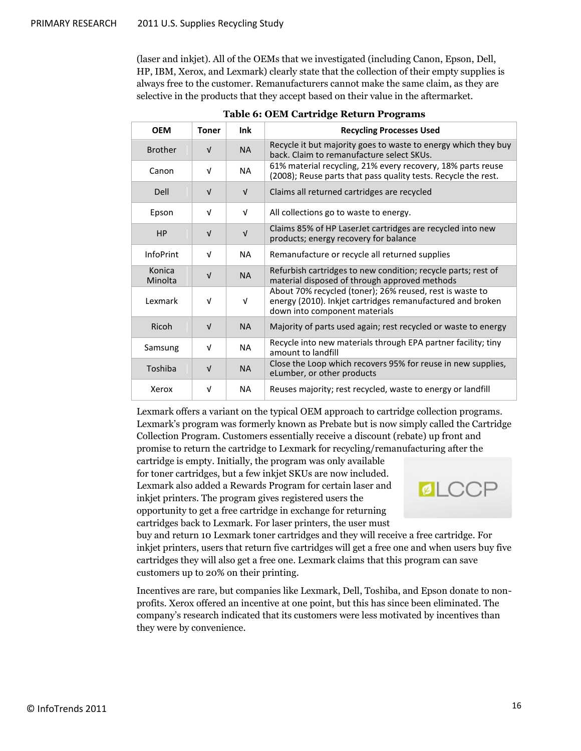(laser and inkjet). All of the OEMs that we investigated (including Canon, Epson, Dell, HP, IBM, Xerox, and Lexmark) clearly state that the collection of their empty supplies is always free to the customer. Remanufacturers cannot make the same claim, as they are selective in the products that they accept based on their value in the aftermarket.

**Table 6: OEM Cartridge Return Programs**

| OEM | Toner | Ink | Recycling Processes Used |
|---|---|---|---|
| Brother | √ | NA | Recycle it but majority goes to waste to energy which they buy back. Claim to remanufacture select SKUs. |
| Canon | √ | NA | 61% material recycling, 21% every recovery, 18% parts reuse (2008); Reuse parts that pass quality tests. Recycle the rest. |
| Dell | √ | √ | Claims all returned cartridges are recycled |
| Epson | √ | √ | All collections go to waste to energy. |
| HP | √ | √ | Claims 85% of HP LaserJet cartridges are recycled into new products; energy recovery for balance |
| InfoPrint | √ | NA | Remanufacture or recycle all returned supplies |
| Konica Minolta | √ | NA | Refurbish cartridges to new condition; recycle parts; rest of material disposed of through approved methods |
| Lexmark | √ | √ | About 70% recycled (toner); 26% reused, rest is waste to energy (2010). Inkjet cartridges remanufactured and broken down into component materials |
| Ricoh | √ | NA | Majority of parts used again; rest recycled or waste to energy |
| Samsung | √ | NA | Recycle into new materials through EPA partner facility; tiny amount to landfill |
| Toshiba | √ | NA | Close the Loop which recovers 95% for reuse in new supplies, eLumber, or other products |
| Xerox | √ | NA | Reuses majority; rest recycled, waste to energy or landfill |

Lexmark offers a variant on the typical OEM approach to cartridge collection programs. Lexmark's program was formerly known as Prebate but is now simply called the Cartridge Collection Program. Customers essentially receive a discount (rebate) up front and promise to return the cartridge to Lexmark for recycling/remanufacturing after the cartridge is empty. Initially, the program was only available for toner cartridges, but a few inkjet SKUs are now included. Lexmark also added a Rewards Program for certain laser and inkjet printers. The program gives registered users the opportunity to get a free cartridge in exchange for returning cartridges back to Lexmark. For laser printers, the user must buy and return 10 Lexmark toner cartridges and they will receive a free cartridge. For inkjet printers, users that return five cartridges will get a free one and when users buy five cartridges they will also get a free one. Lexmark claims that this program can save customers up to 20% on their printing.

LCCP

Incentives are rare, but companies like Lexmark, Dell, Toshiba, and Epson donate to non-profits. Xerox offered an incentive at one point, but this has since been eliminated. The company's research indicated that its customers were less motivated by incentives than they were by convenience.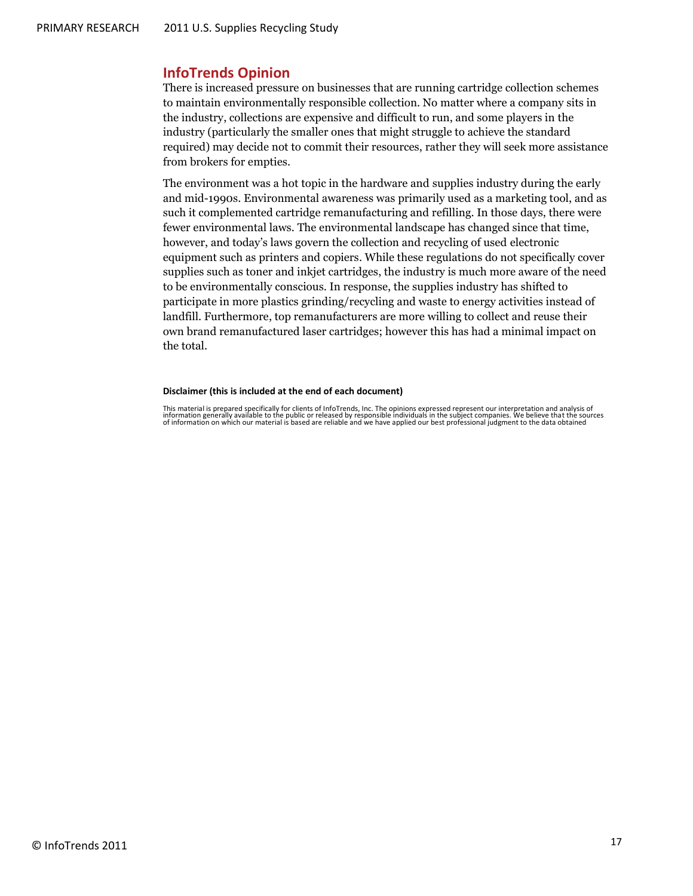## InfoTrends Opinion

There is increased pressure on businesses that are running cartridge collection schemes to maintain environmentally responsible collection. No matter where a company sits in the industry, collections are expensive and difficult to run, and some players in the industry (particularly the smaller ones that might struggle to achieve the standard required) may decide not to commit their resources, rather they will seek more assistance from brokers for empties.

The environment was a hot topic in the hardware and supplies industry during the early and mid-1990s. Environmental awareness was primarily used as a marketing tool, and as such it complemented cartridge remanufacturing and refilling. In those days, there were fewer environmental laws. The environmental landscape has changed since that time, however, and today's laws govern the collection and recycling of used electronic equipment such as printers and copiers. While these regulations do not specifically cover supplies such as toner and inkjet cartridges, the industry is much more aware of the need to be environmentally conscious. In response, the supplies industry has shifted to participate in more plastics grinding/recycling and waste to energy activities instead of landfill. Furthermore, top remanufacturers are more willing to collect and reuse their own brand remanufactured laser cartridges; however this has had a minimal impact on the total.

**Disclaimer (this is included at the end of each document)**

This material is prepared specifically for clients of InfoTrends, Inc. The opinions expressed represent our interpretation and analysis of information generally available to the public or released by responsible individuals in the subject companies. We believe that the sources of information on which our material is based are reliable and we have applied our best professional judgment to the data obtained